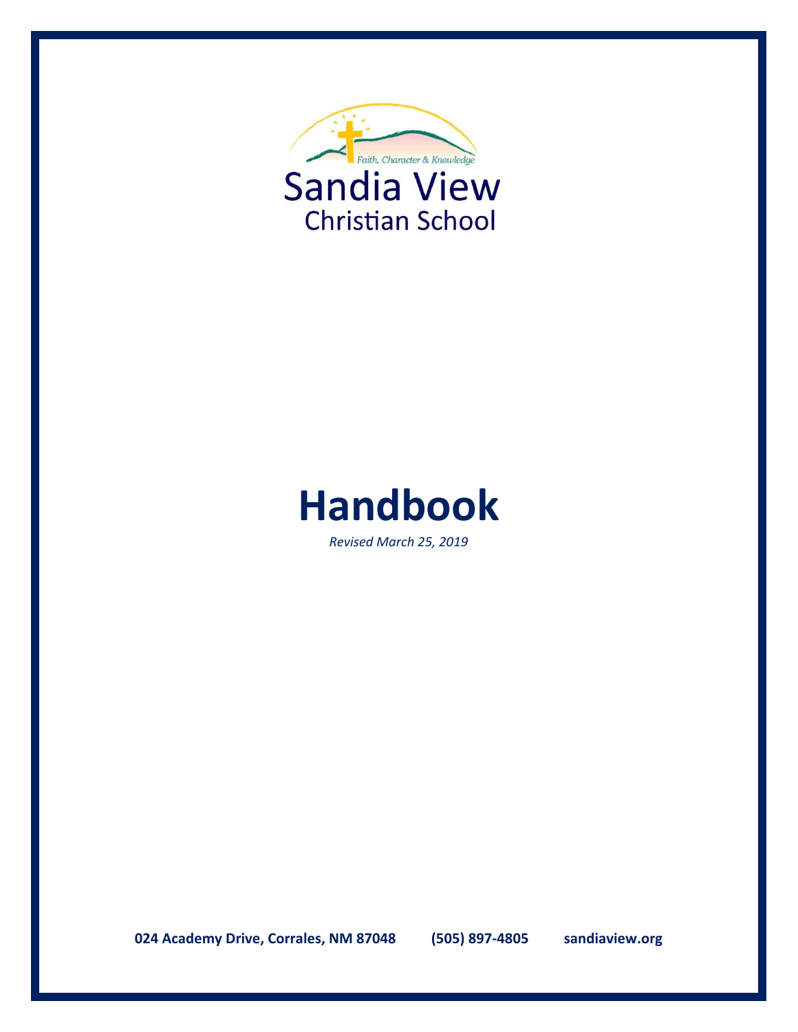Faith, Character & Knowledge

Sandia View

Christian School

# Handbook

*Revised March 25, 2019*

**024 Academy Drive, Corrales, NM 87048 (505) 897-4805 sandiaview.org**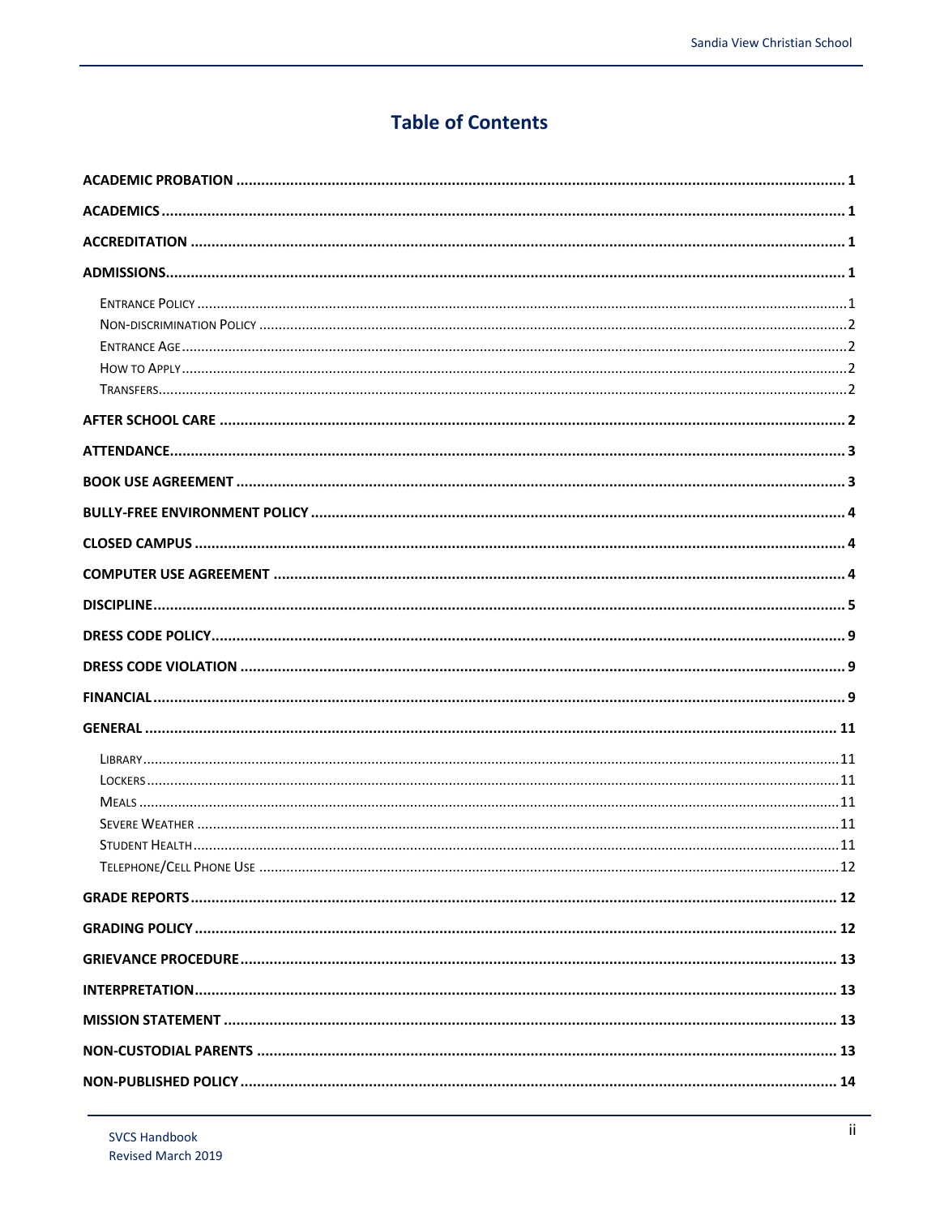# Table of Contents

**ACADEMIC PROBATION** ..... 1

**ACADEMICS** ..... 1

**ACCREDITATION** ..... 1

**ADMISSIONS** ..... 1

- Entrance Policy ..... 1
- Non-discrimination Policy ..... 2
- Entrance Age ..... 2
- How to Apply ..... 2
- Transfers ..... 2

**AFTER SCHOOL CARE** ..... 2

**ATTENDANCE** ..... 3

**BOOK USE AGREEMENT** ..... 3

**BULLY-FREE ENVIRONMENT POLICY** ..... 4

**CLOSED CAMPUS** ..... 4

**COMPUTER USE AGREEMENT** ..... 4

**DISCIPLINE** ..... 5

**DRESS CODE POLICY** ..... 9

**DRESS CODE VIOLATION** ..... 9

**FINANCIAL** ..... 9

**GENERAL** ..... 11

- Library ..... 11
- Lockers ..... 11
- Meals ..... 11
- Severe Weather ..... 11
- Student Health ..... 11
- Telephone/Cell Phone Use ..... 12

**GRADE REPORTS** ..... 12

**GRADING POLICY** ..... 12

**GRIEVANCE PROCEDURE** ..... 13

**INTERPRETATION** ..... 13

**MISSION STATEMENT** ..... 13

**NON-CUSTODIAL PARENTS** ..... 13

**NON-PUBLISHED POLICY** ..... 14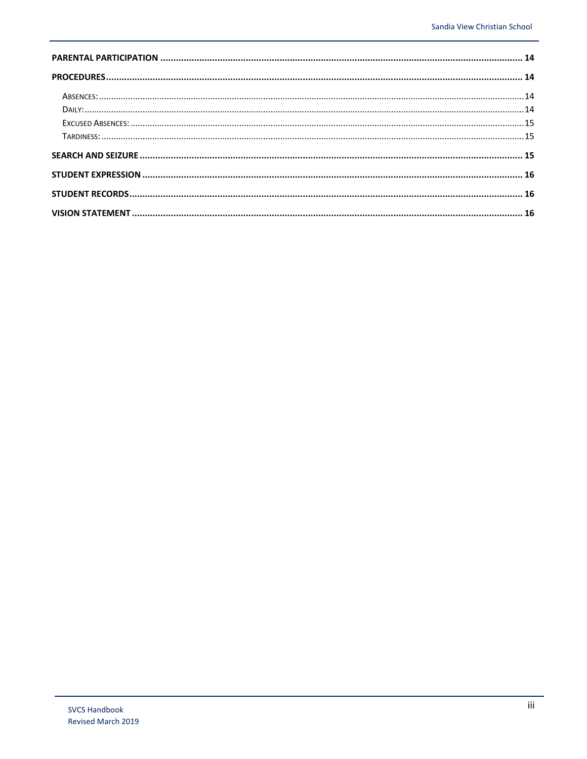**PARENTAL PARTICIPATION** ........................................................................................................................... **14**

**PROCEDURES** ........................................................................................................................................... **14**

- ABSENCES: ......................................................................................................................................... 14
- DAILY: ................................................................................................................................................ 14
- EXCUSED ABSENCES: ......................................................................................................................... 15
- TARDINESS: ........................................................................................................................................ 15

**SEARCH AND SEIZURE** ............................................................................................................................. **15**

**STUDENT EXPRESSION** ............................................................................................................................. **16**

**STUDENT RECORDS** .................................................................................................................................. **16**

**VISION STATEMENT** .................................................................................................................................. **16**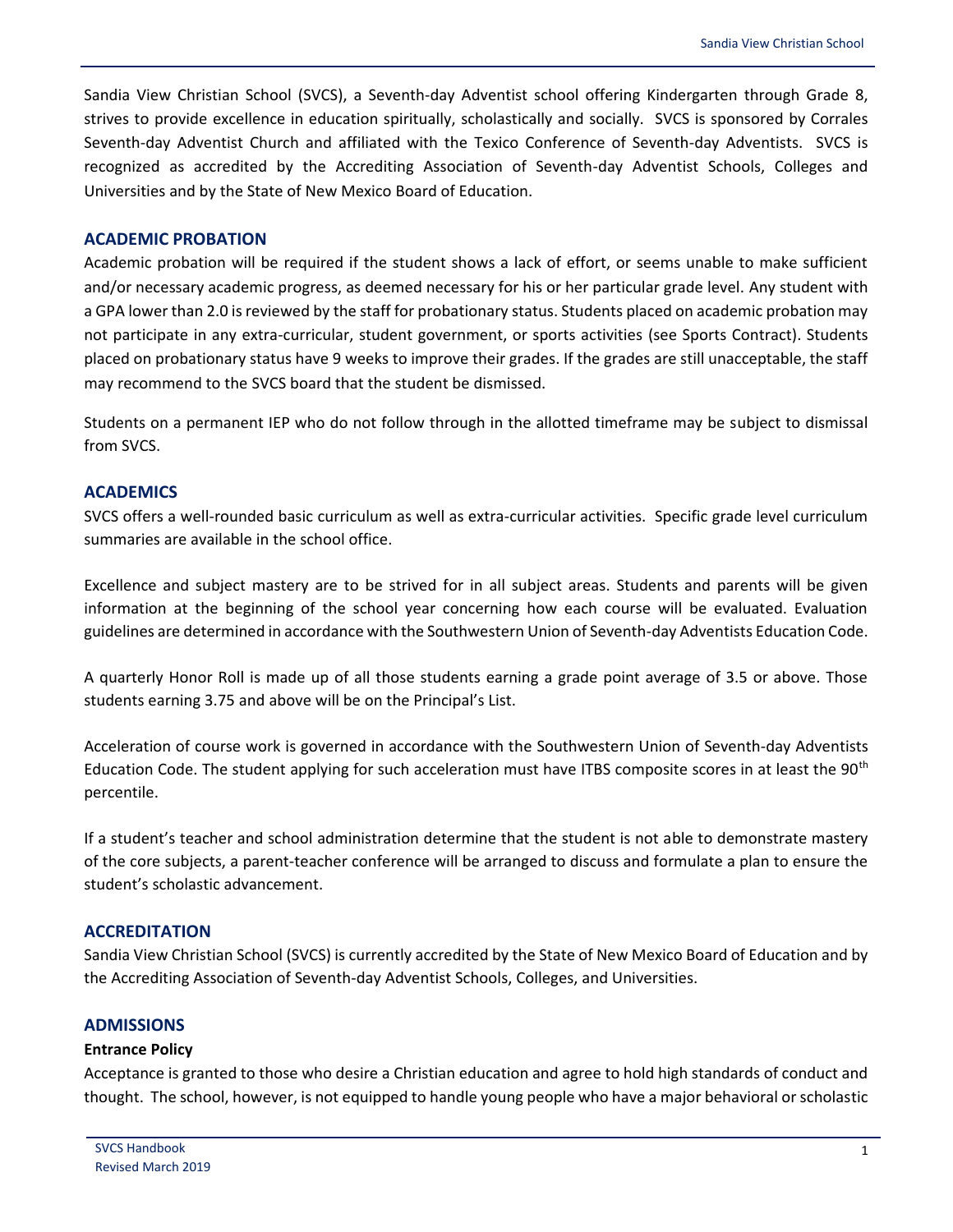Sandia View Christian School (SVCS), a Seventh-day Adventist school offering Kindergarten through Grade 8, strives to provide excellence in education spiritually, scholastically and socially. SVCS is sponsored by Corrales Seventh-day Adventist Church and affiliated with the Texico Conference of Seventh-day Adventists. SVCS is recognized as accredited by the Accrediting Association of Seventh-day Adventist Schools, Colleges and Universities and by the State of New Mexico Board of Education.

## ACADEMIC PROBATION

Academic probation will be required if the student shows a lack of effort, or seems unable to make sufficient and/or necessary academic progress, as deemed necessary for his or her particular grade level. Any student with a GPA lower than 2.0 is reviewed by the staff for probationary status. Students placed on academic probation may not participate in any extra-curricular, student government, or sports activities (see Sports Contract). Students placed on probationary status have 9 weeks to improve their grades. If the grades are still unacceptable, the staff may recommend to the SVCS board that the student be dismissed.

Students on a permanent IEP who do not follow through in the allotted timeframe may be subject to dismissal from SVCS.

## ACADEMICS

SVCS offers a well-rounded basic curriculum as well as extra-curricular activities. Specific grade level curriculum summaries are available in the school office.

Excellence and subject mastery are to be strived for in all subject areas. Students and parents will be given information at the beginning of the school year concerning how each course will be evaluated. Evaluation guidelines are determined in accordance with the Southwestern Union of Seventh-day Adventists Education Code.

A quarterly Honor Roll is made up of all those students earning a grade point average of 3.5 or above. Those students earning 3.75 and above will be on the Principal's List.

Acceleration of course work is governed in accordance with the Southwestern Union of Seventh-day Adventists Education Code. The student applying for such acceleration must have ITBS composite scores in at least the 90th percentile.

If a student's teacher and school administration determine that the student is not able to demonstrate mastery of the core subjects, a parent-teacher conference will be arranged to discuss and formulate a plan to ensure the student's scholastic advancement.

## ACCREDITATION

Sandia View Christian School (SVCS) is currently accredited by the State of New Mexico Board of Education and by the Accrediting Association of Seventh-day Adventist Schools, Colleges, and Universities.

## ADMISSIONS

### Entrance Policy

Acceptance is granted to those who desire a Christian education and agree to hold high standards of conduct and thought. The school, however, is not equipped to handle young people who have a major behavioral or scholastic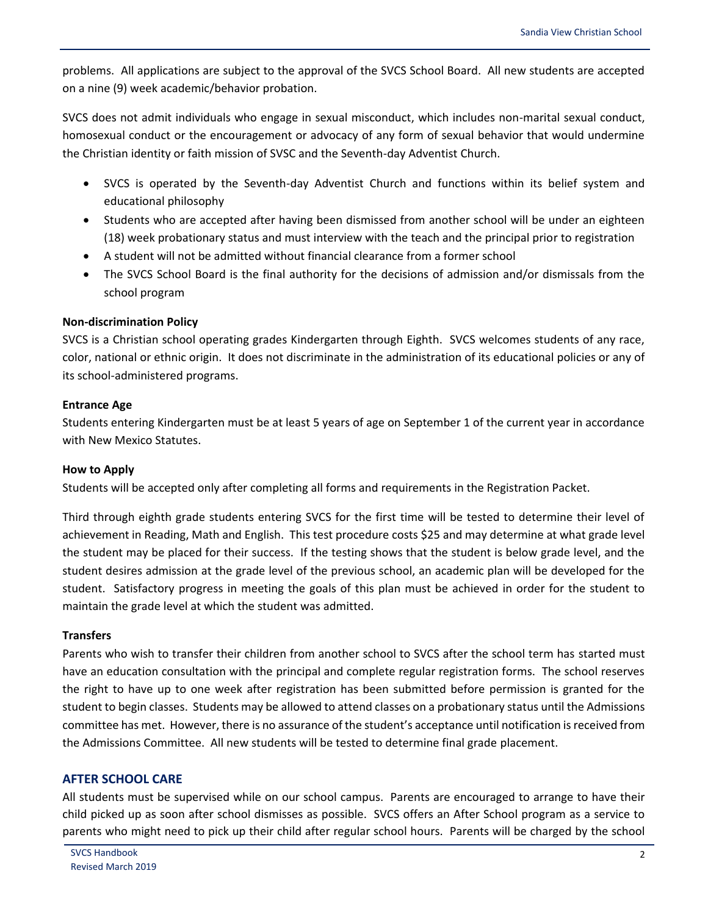problems. All applications are subject to the approval of the SVCS School Board. All new students are accepted on a nine (9) week academic/behavior probation.

SVCS does not admit individuals who engage in sexual misconduct, which includes non-marital sexual conduct, homosexual conduct or the encouragement or advocacy of any form of sexual behavior that would undermine the Christian identity or faith mission of SVSC and the Seventh-day Adventist Church.

- SVCS is operated by the Seventh-day Adventist Church and functions within its belief system and educational philosophy
- Students who are accepted after having been dismissed from another school will be under an eighteen (18) week probationary status and must interview with the teach and the principal prior to registration
- A student will not be admitted without financial clearance from a former school
- The SVCS School Board is the final authority for the decisions of admission and/or dismissals from the school program

**Non-discrimination Policy**

SVCS is a Christian school operating grades Kindergarten through Eighth. SVCS welcomes students of any race, color, national or ethnic origin. It does not discriminate in the administration of its educational policies or any of its school-administered programs.

**Entrance Age**

Students entering Kindergarten must be at least 5 years of age on September 1 of the current year in accordance with New Mexico Statutes.

**How to Apply**

Students will be accepted only after completing all forms and requirements in the Registration Packet.

Third through eighth grade students entering SVCS for the first time will be tested to determine their level of achievement in Reading, Math and English. This test procedure costs $25 and may determine at what grade level the student may be placed for their success. If the testing shows that the student is below grade level, and the student desires admission at the grade level of the previous school, an academic plan will be developed for the student. Satisfactory progress in meeting the goals of this plan must be achieved in order for the student to maintain the grade level at which the student was admitted.

**Transfers**

Parents who wish to transfer their children from another school to SVCS after the school term has started must have an education consultation with the principal and complete regular registration forms. The school reserves the right to have up to one week after registration has been submitted before permission is granted for the student to begin classes. Students may be allowed to attend classes on a probationary status until the Admissions committee has met. However, there is no assurance of the student's acceptance until notification is received from the Admissions Committee. All new students will be tested to determine final grade placement.

## AFTER SCHOOL CARE

All students must be supervised while on our school campus. Parents are encouraged to arrange to have their child picked up as soon after school dismisses as possible. SVCS offers an After School program as a service to parents who might need to pick up their child after regular school hours. Parents will be charged by the school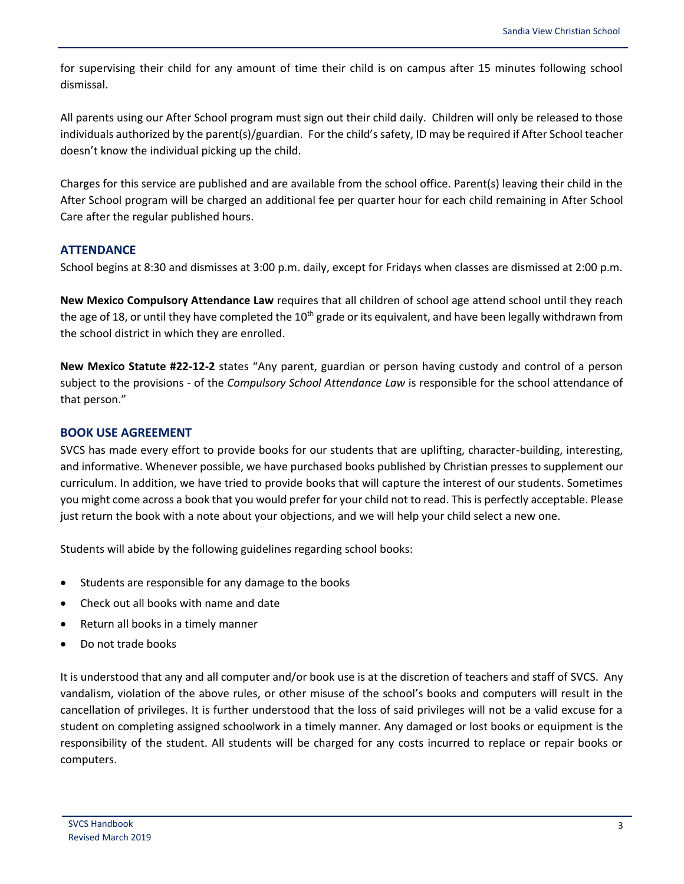for supervising their child for any amount of time their child is on campus after 15 minutes following school dismissal.

All parents using our After School program must sign out their child daily. Children will only be released to those individuals authorized by the parent(s)/guardian. For the child's safety, ID may be required if After School teacher doesn't know the individual picking up the child.

Charges for this service are published and are available from the school office. Parent(s) leaving their child in the After School program will be charged an additional fee per quarter hour for each child remaining in After School Care after the regular published hours.

## ATTENDANCE

School begins at 8:30 and dismisses at 3:00 p.m. daily, except for Fridays when classes are dismissed at 2:00 p.m.

**New Mexico Compulsory Attendance Law** requires that all children of school age attend school until they reach the age of 18, or until they have completed the 10th grade or its equivalent, and have been legally withdrawn from the school district in which they are enrolled.

**New Mexico Statute #22-12-2** states "Any parent, guardian or person having custody and control of a person subject to the provisions - of the *Compulsory School Attendance Law* is responsible for the school attendance of that person."

## BOOK USE AGREEMENT

SVCS has made every effort to provide books for our students that are uplifting, character-building, interesting, and informative. Whenever possible, we have purchased books published by Christian presses to supplement our curriculum. In addition, we have tried to provide books that will capture the interest of our students. Sometimes you might come across a book that you would prefer for your child not to read. This is perfectly acceptable. Please just return the book with a note about your objections, and we will help your child select a new one.

Students will abide by the following guidelines regarding school books:

- Students are responsible for any damage to the books
- Check out all books with name and date
- Return all books in a timely manner
- Do not trade books

It is understood that any and all computer and/or book use is at the discretion of teachers and staff of SVCS. Any vandalism, violation of the above rules, or other misuse of the school's books and computers will result in the cancellation of privileges. It is further understood that the loss of said privileges will not be a valid excuse for a student on completing assigned schoolwork in a timely manner. Any damaged or lost books or equipment is the responsibility of the student. All students will be charged for any costs incurred to replace or repair books or computers.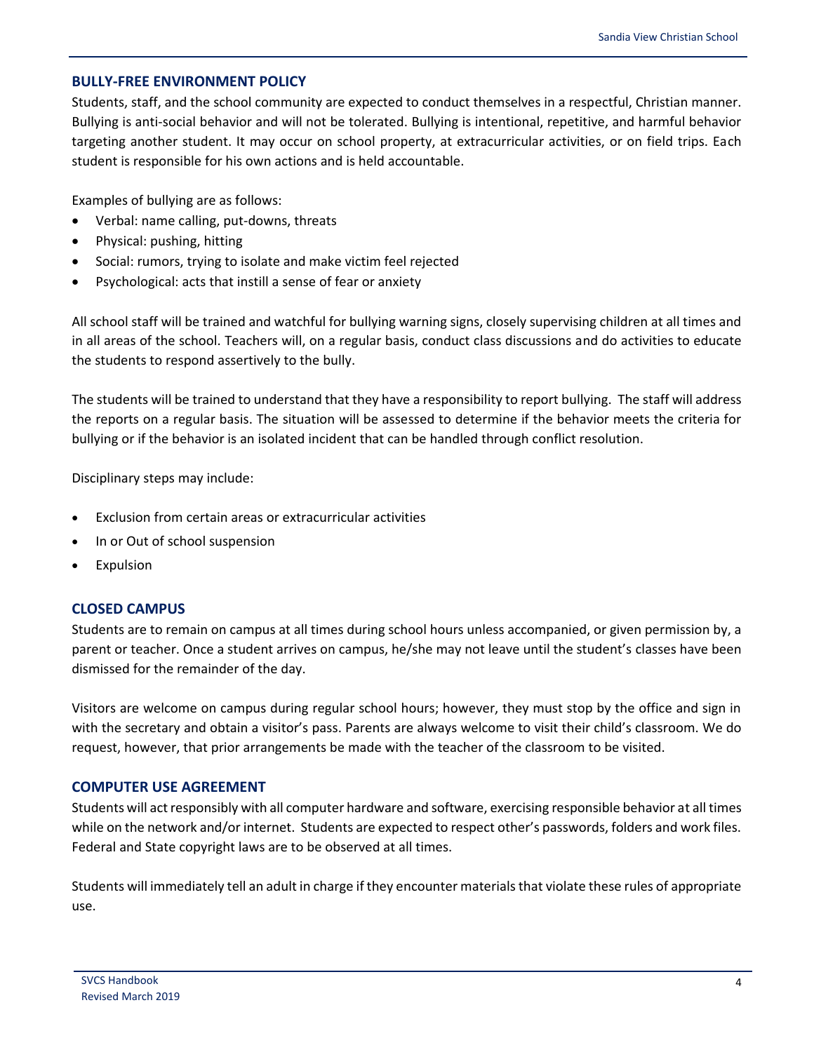## BULLY-FREE ENVIRONMENT POLICY

Students, staff, and the school community are expected to conduct themselves in a respectful, Christian manner. Bullying is anti-social behavior and will not be tolerated. Bullying is intentional, repetitive, and harmful behavior targeting another student. It may occur on school property, at extracurricular activities, or on field trips. Each student is responsible for his own actions and is held accountable.

Examples of bullying are as follows:

- Verbal: name calling, put-downs, threats
- Physical: pushing, hitting
- Social: rumors, trying to isolate and make victim feel rejected
- Psychological: acts that instill a sense of fear or anxiety

All school staff will be trained and watchful for bullying warning signs, closely supervising children at all times and in all areas of the school. Teachers will, on a regular basis, conduct class discussions and do activities to educate the students to respond assertively to the bully.

The students will be trained to understand that they have a responsibility to report bullying. The staff will address the reports on a regular basis. The situation will be assessed to determine if the behavior meets the criteria for bullying or if the behavior is an isolated incident that can be handled through conflict resolution.

Disciplinary steps may include:

- Exclusion from certain areas or extracurricular activities
- In or Out of school suspension
- Expulsion

## CLOSED CAMPUS

Students are to remain on campus at all times during school hours unless accompanied, or given permission by, a parent or teacher. Once a student arrives on campus, he/she may not leave until the student's classes have been dismissed for the remainder of the day.

Visitors are welcome on campus during regular school hours; however, they must stop by the office and sign in with the secretary and obtain a visitor's pass. Parents are always welcome to visit their child's classroom. We do request, however, that prior arrangements be made with the teacher of the classroom to be visited.

## COMPUTER USE AGREEMENT

Students will act responsibly with all computer hardware and software, exercising responsible behavior at all times while on the network and/or internet. Students are expected to respect other's passwords, folders and work files. Federal and State copyright laws are to be observed at all times.

Students will immediately tell an adult in charge if they encounter materials that violate these rules of appropriate use.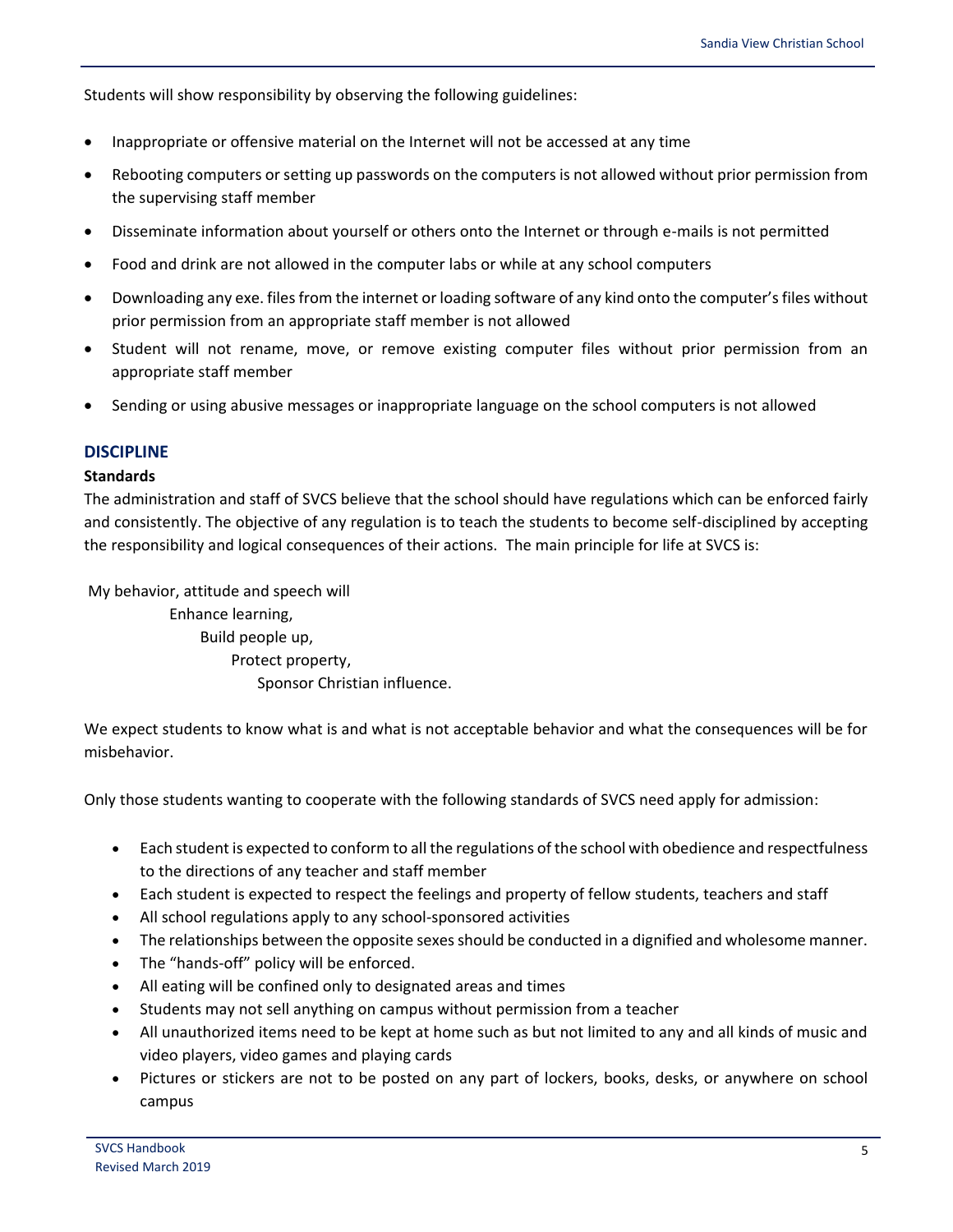Students will show responsibility by observing the following guidelines:

- Inappropriate or offensive material on the Internet will not be accessed at any time
- Rebooting computers or setting up passwords on the computers is not allowed without prior permission from the supervising staff member
- Disseminate information about yourself or others onto the Internet or through e-mails is not permitted
- Food and drink are not allowed in the computer labs or while at any school computers
- Downloading any exe. files from the internet or loading software of any kind onto the computer's files without prior permission from an appropriate staff member is not allowed
- Student will not rename, move, or remove existing computer files without prior permission from an appropriate staff member
- Sending or using abusive messages or inappropriate language on the school computers is not allowed

## DISCIPLINE

### Standards

The administration and staff of SVCS believe that the school should have regulations which can be enforced fairly and consistently. The objective of any regulation is to teach the students to become self-disciplined by accepting the responsibility and logical consequences of their actions. The main principle for life at SVCS is:

My behavior, attitude and speech will
Enhance learning,
Build people up,
Protect property,
Sponsor Christian influence.

We expect students to know what is and what is not acceptable behavior and what the consequences will be for misbehavior.

Only those students wanting to cooperate with the following standards of SVCS need apply for admission:

- Each student is expected to conform to all the regulations of the school with obedience and respectfulness to the directions of any teacher and staff member
- Each student is expected to respect the feelings and property of fellow students, teachers and staff
- All school regulations apply to any school-sponsored activities
- The relationships between the opposite sexes should be conducted in a dignified and wholesome manner.
- The "hands-off" policy will be enforced.
- All eating will be confined only to designated areas and times
- Students may not sell anything on campus without permission from a teacher
- All unauthorized items need to be kept at home such as but not limited to any and all kinds of music and video players, video games and playing cards
- Pictures or stickers are not to be posted on any part of lockers, books, desks, or anywhere on school campus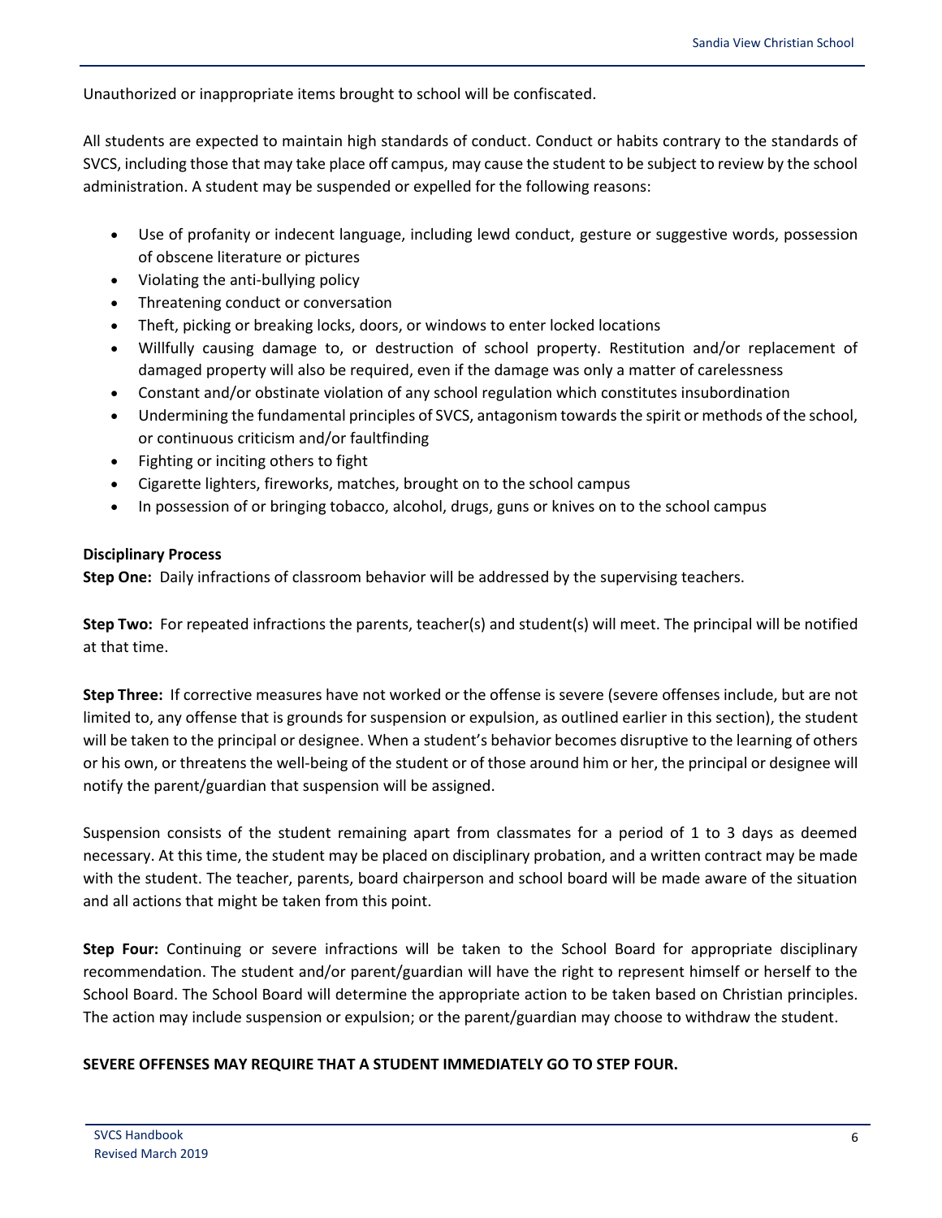Unauthorized or inappropriate items brought to school will be confiscated.

All students are expected to maintain high standards of conduct. Conduct or habits contrary to the standards of SVCS, including those that may take place off campus, may cause the student to be subject to review by the school administration. A student may be suspended or expelled for the following reasons:

- Use of profanity or indecent language, including lewd conduct, gesture or suggestive words, possession of obscene literature or pictures
- Violating the anti-bullying policy
- Threatening conduct or conversation
- Theft, picking or breaking locks, doors, or windows to enter locked locations
- Willfully causing damage to, or destruction of school property. Restitution and/or replacement of damaged property will also be required, even if the damage was only a matter of carelessness
- Constant and/or obstinate violation of any school regulation which constitutes insubordination
- Undermining the fundamental principles of SVCS, antagonism towards the spirit or methods of the school, or continuous criticism and/or faultfinding
- Fighting or inciting others to fight
- Cigarette lighters, fireworks, matches, brought on to the school campus
- In possession of or bringing tobacco, alcohol, drugs, guns or knives on to the school campus

**Disciplinary Process**

**Step One:** Daily infractions of classroom behavior will be addressed by the supervising teachers.

**Step Two:** For repeated infractions the parents, teacher(s) and student(s) will meet. The principal will be notified at that time.

**Step Three:** If corrective measures have not worked or the offense is severe (severe offenses include, but are not limited to, any offense that is grounds for suspension or expulsion, as outlined earlier in this section), the student will be taken to the principal or designee. When a student's behavior becomes disruptive to the learning of others or his own, or threatens the well-being of the student or of those around him or her, the principal or designee will notify the parent/guardian that suspension will be assigned.

Suspension consists of the student remaining apart from classmates for a period of 1 to 3 days as deemed necessary. At this time, the student may be placed on disciplinary probation, and a written contract may be made with the student. The teacher, parents, board chairperson and school board will be made aware of the situation and all actions that might be taken from this point.

**Step Four:** Continuing or severe infractions will be taken to the School Board for appropriate disciplinary recommendation. The student and/or parent/guardian will have the right to represent himself or herself to the School Board. The School Board will determine the appropriate action to be taken based on Christian principles. The action may include suspension or expulsion; or the parent/guardian may choose to withdraw the student.

**SEVERE OFFENSES MAY REQUIRE THAT A STUDENT IMMEDIATELY GO TO STEP FOUR.**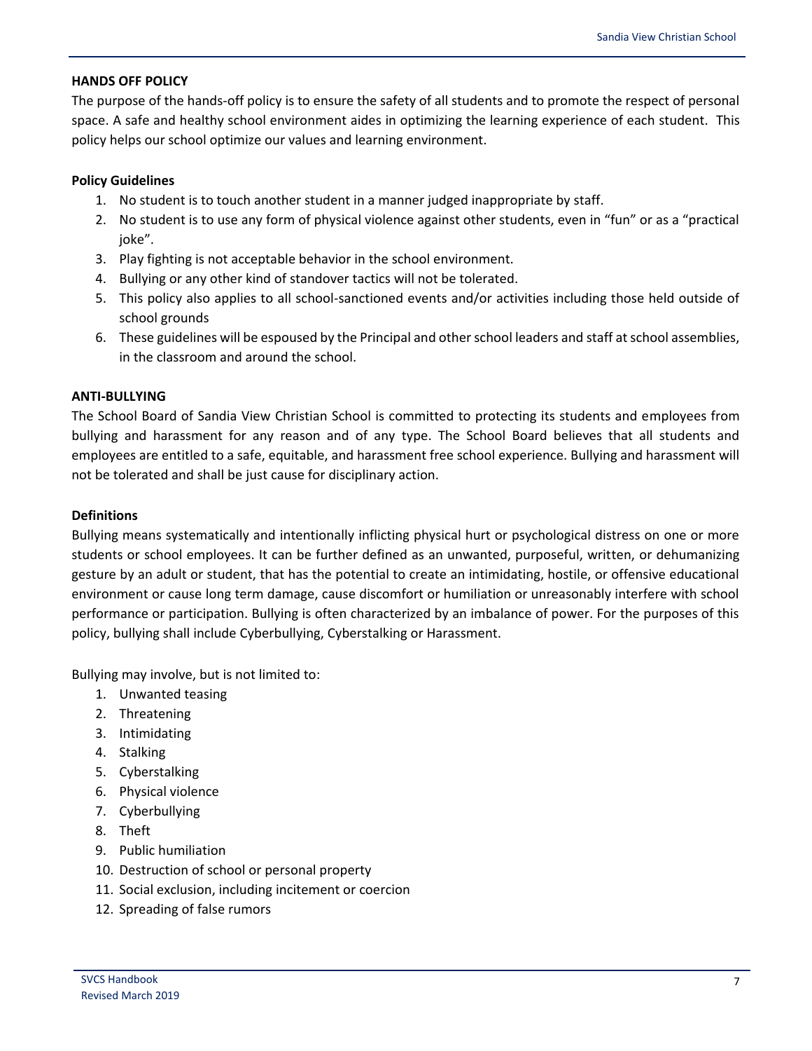## HANDS OFF POLICY

The purpose of the hands-off policy is to ensure the safety of all students and to promote the respect of personal space. A safe and healthy school environment aides in optimizing the learning experience of each student. This policy helps our school optimize our values and learning environment.

### Policy Guidelines

1. No student is to touch another student in a manner judged inappropriate by staff.
2. No student is to use any form of physical violence against other students, even in "fun" or as a "practical joke".
3. Play fighting is not acceptable behavior in the school environment.
4. Bullying or any other kind of standover tactics will not be tolerated.
5. This policy also applies to all school-sanctioned events and/or activities including those held outside of school grounds
6. These guidelines will be espoused by the Principal and other school leaders and staff at school assemblies, in the classroom and around the school.

## ANTI-BULLYING

The School Board of Sandia View Christian School is committed to protecting its students and employees from bullying and harassment for any reason and of any type. The School Board believes that all students and employees are entitled to a safe, equitable, and harassment free school experience. Bullying and harassment will not be tolerated and shall be just cause for disciplinary action.

### Definitions

Bullying means systematically and intentionally inflicting physical hurt or psychological distress on one or more students or school employees. It can be further defined as an unwanted, purposeful, written, or dehumanizing gesture by an adult or student, that has the potential to create an intimidating, hostile, or offensive educational environment or cause long term damage, cause discomfort or humiliation or unreasonably interfere with school performance or participation. Bullying is often characterized by an imbalance of power. For the purposes of this policy, bullying shall include Cyberbullying, Cyberstalking or Harassment.

Bullying may involve, but is not limited to:

1. Unwanted teasing
2. Threatening
3. Intimidating
4. Stalking
5. Cyberstalking
6. Physical violence
7. Cyberbullying
8. Theft
9. Public humiliation
10. Destruction of school or personal property
11. Social exclusion, including incitement or coercion
12. Spreading of false rumors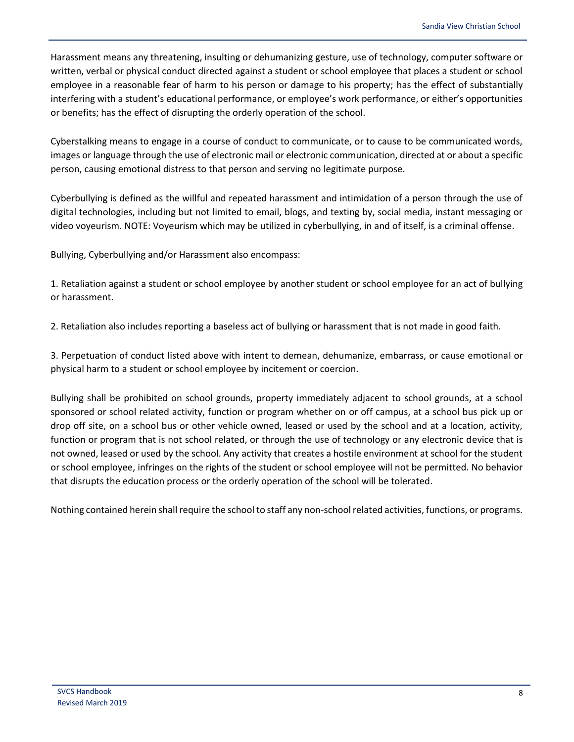Harassment means any threatening, insulting or dehumanizing gesture, use of technology, computer software or written, verbal or physical conduct directed against a student or school employee that places a student or school employee in a reasonable fear of harm to his person or damage to his property; has the effect of substantially interfering with a student's educational performance, or employee's work performance, or either's opportunities or benefits; has the effect of disrupting the orderly operation of the school.

Cyberstalking means to engage in a course of conduct to communicate, or to cause to be communicated words, images or language through the use of electronic mail or electronic communication, directed at or about a specific person, causing emotional distress to that person and serving no legitimate purpose.

Cyberbullying is defined as the willful and repeated harassment and intimidation of a person through the use of digital technologies, including but not limited to email, blogs, and texting by, social media, instant messaging or video voyeurism. NOTE: Voyeurism which may be utilized in cyberbullying, in and of itself, is a criminal offense.

Bullying, Cyberbullying and/or Harassment also encompass:

1. Retaliation against a student or school employee by another student or school employee for an act of bullying or harassment.

2. Retaliation also includes reporting a baseless act of bullying or harassment that is not made in good faith.

3. Perpetuation of conduct listed above with intent to demean, dehumanize, embarrass, or cause emotional or physical harm to a student or school employee by incitement or coercion.

Bullying shall be prohibited on school grounds, property immediately adjacent to school grounds, at a school sponsored or school related activity, function or program whether on or off campus, at a school bus pick up or drop off site, on a school bus or other vehicle owned, leased or used by the school and at a location, activity, function or program that is not school related, or through the use of technology or any electronic device that is not owned, leased or used by the school. Any activity that creates a hostile environment at school for the student or school employee, infringes on the rights of the student or school employee will not be permitted. No behavior that disrupts the education process or the orderly operation of the school will be tolerated.

Nothing contained herein shall require the school to staff any non-school related activities, functions, or programs.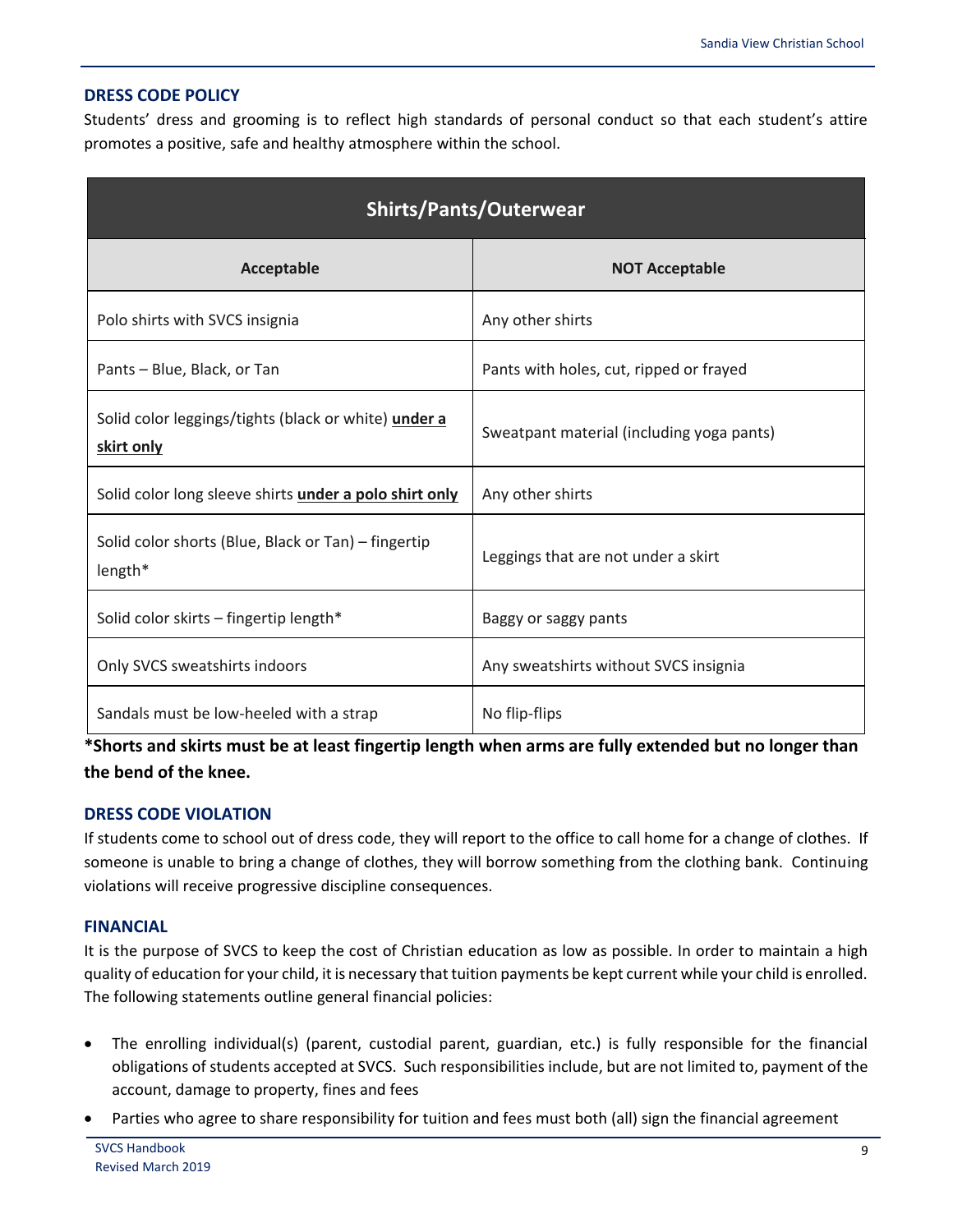## DRESS CODE POLICY

Students' dress and grooming is to reflect high standards of personal conduct so that each student's attire promotes a positive, safe and healthy atmosphere within the school.

| **Shirts/Pants/Outerwear** | |
|---|---|
| **Acceptable** | **NOT Acceptable** |
| Polo shirts with SVCS insignia | Any other shirts |
| Pants – Blue, Black, or Tan | Pants with holes, cut, ripped or frayed |
| Solid color leggings/tights (black or white) **under a skirt only** | Sweatpant material (including yoga pants) |
| Solid color long sleeve shirts **under a polo shirt only** | Any other shirts |
| Solid color shorts (Blue, Black or Tan) – fingertip length* | Leggings that are not under a skirt |
| Solid color skirts – fingertip length* | Baggy or saggy pants |
| Only SVCS sweatshirts indoors | Any sweatshirts without SVCS insignia |
| Sandals must be low-heeled with a strap | No flip-flips |

**\*Shorts and skirts must be at least fingertip length when arms are fully extended but no longer than the bend of the knee.**

## DRESS CODE VIOLATION

If students come to school out of dress code, they will report to the office to call home for a change of clothes. If someone is unable to bring a change of clothes, they will borrow something from the clothing bank. Continuing violations will receive progressive discipline consequences.

## FINANCIAL

It is the purpose of SVCS to keep the cost of Christian education as low as possible. In order to maintain a high quality of education for your child, it is necessary that tuition payments be kept current while your child is enrolled. The following statements outline general financial policies:

- The enrolling individual(s) (parent, custodial parent, guardian, etc.) is fully responsible for the financial obligations of students accepted at SVCS. Such responsibilities include, but are not limited to, payment of the account, damage to property, fines and fees
- Parties who agree to share responsibility for tuition and fees must both (all) sign the financial agreement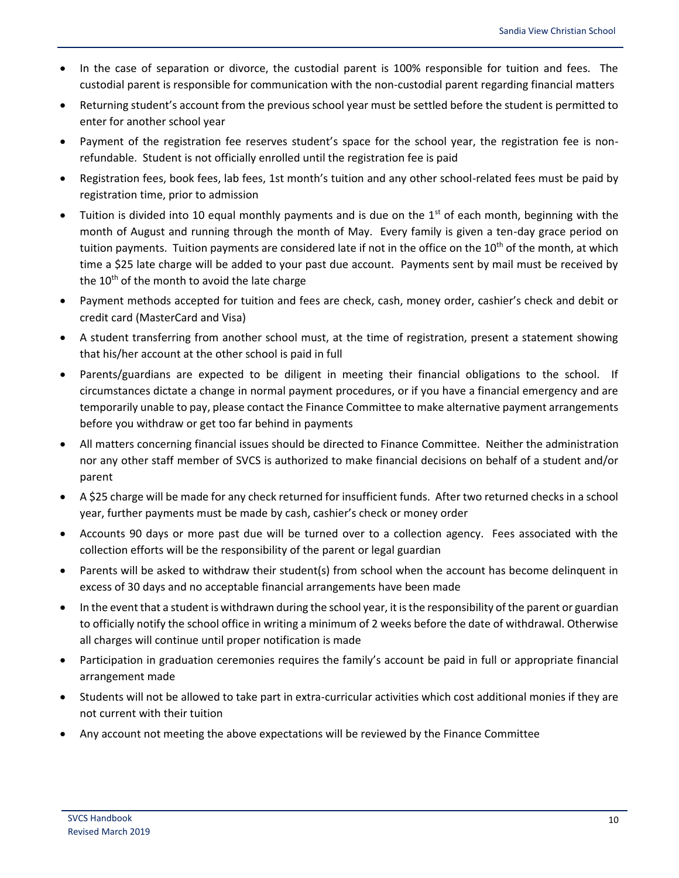- In the case of separation or divorce, the custodial parent is 100% responsible for tuition and fees. The custodial parent is responsible for communication with the non-custodial parent regarding financial matters
- Returning student's account from the previous school year must be settled before the student is permitted to enter for another school year
- Payment of the registration fee reserves student's space for the school year, the registration fee is non-refundable. Student is not officially enrolled until the registration fee is paid
- Registration fees, book fees, lab fees, 1st month's tuition and any other school-related fees must be paid by registration time, prior to admission
- Tuition is divided into 10 equal monthly payments and is due on the 1st of each month, beginning with the month of August and running through the month of May. Every family is given a ten-day grace period on tuition payments. Tuition payments are considered late if not in the office on the 10th of the month, at which time a $25 late charge will be added to your past due account. Payments sent by mail must be received by the 10th of the month to avoid the late charge
- Payment methods accepted for tuition and fees are check, cash, money order, cashier's check and debit or credit card (MasterCard and Visa)
- A student transferring from another school must, at the time of registration, present a statement showing that his/her account at the other school is paid in full
- Parents/guardians are expected to be diligent in meeting their financial obligations to the school. If circumstances dictate a change in normal payment procedures, or if you have a financial emergency and are temporarily unable to pay, please contact the Finance Committee to make alternative payment arrangements before you withdraw or get too far behind in payments
- All matters concerning financial issues should be directed to Finance Committee. Neither the administration nor any other staff member of SVCS is authorized to make financial decisions on behalf of a student and/or parent
- A $25 charge will be made for any check returned for insufficient funds. After two returned checks in a school year, further payments must be made by cash, cashier's check or money order
- Accounts 90 days or more past due will be turned over to a collection agency. Fees associated with the collection efforts will be the responsibility of the parent or legal guardian
- Parents will be asked to withdraw their student(s) from school when the account has become delinquent in excess of 30 days and no acceptable financial arrangements have been made
- In the event that a student is withdrawn during the school year, it is the responsibility of the parent or guardian to officially notify the school office in writing a minimum of 2 weeks before the date of withdrawal. Otherwise all charges will continue until proper notification is made
- Participation in graduation ceremonies requires the family's account be paid in full or appropriate financial arrangement made
- Students will not be allowed to take part in extra-curricular activities which cost additional monies if they are not current with their tuition
- Any account not meeting the above expectations will be reviewed by the Finance Committee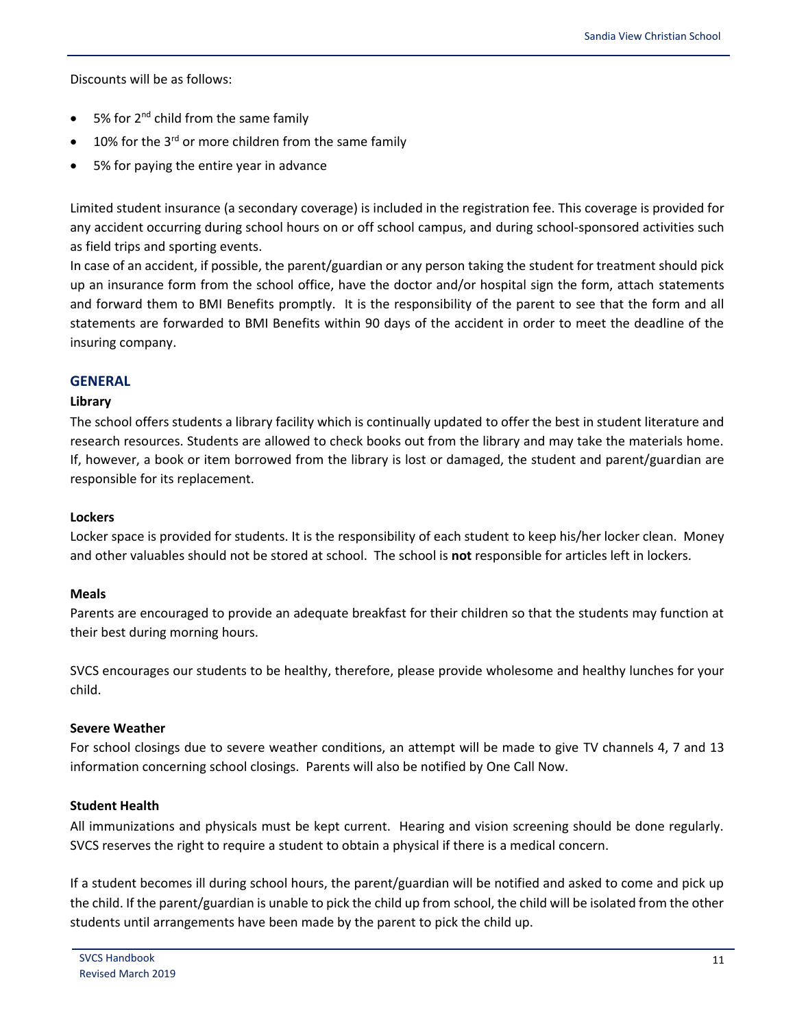Discounts will be as follows:

- 5% for 2nd child from the same family
- 10% for the 3rd or more children from the same family
- 5% for paying the entire year in advance

Limited student insurance (a secondary coverage) is included in the registration fee. This coverage is provided for any accident occurring during school hours on or off school campus, and during school-sponsored activities such as field trips and sporting events.

In case of an accident, if possible, the parent/guardian or any person taking the student for treatment should pick up an insurance form from the school office, have the doctor and/or hospital sign the form, attach statements and forward them to BMI Benefits promptly. It is the responsibility of the parent to see that the form and all statements are forwarded to BMI Benefits within 90 days of the accident in order to meet the deadline of the insuring company.

## GENERAL

### Library

The school offers students a library facility which is continually updated to offer the best in student literature and research resources. Students are allowed to check books out from the library and may take the materials home. If, however, a book or item borrowed from the library is lost or damaged, the student and parent/guardian are responsible for its replacement.

### Lockers

Locker space is provided for students. It is the responsibility of each student to keep his/her locker clean. Money and other valuables should not be stored at school. The school is **not** responsible for articles left in lockers.

### Meals

Parents are encouraged to provide an adequate breakfast for their children so that the students may function at their best during morning hours.

SVCS encourages our students to be healthy, therefore, please provide wholesome and healthy lunches for your child.

### Severe Weather

For school closings due to severe weather conditions, an attempt will be made to give TV channels 4, 7 and 13 information concerning school closings. Parents will also be notified by One Call Now.

### Student Health

All immunizations and physicals must be kept current. Hearing and vision screening should be done regularly. SVCS reserves the right to require a student to obtain a physical if there is a medical concern.

If a student becomes ill during school hours, the parent/guardian will be notified and asked to come and pick up the child. If the parent/guardian is unable to pick the child up from school, the child will be isolated from the other students until arrangements have been made by the parent to pick the child up.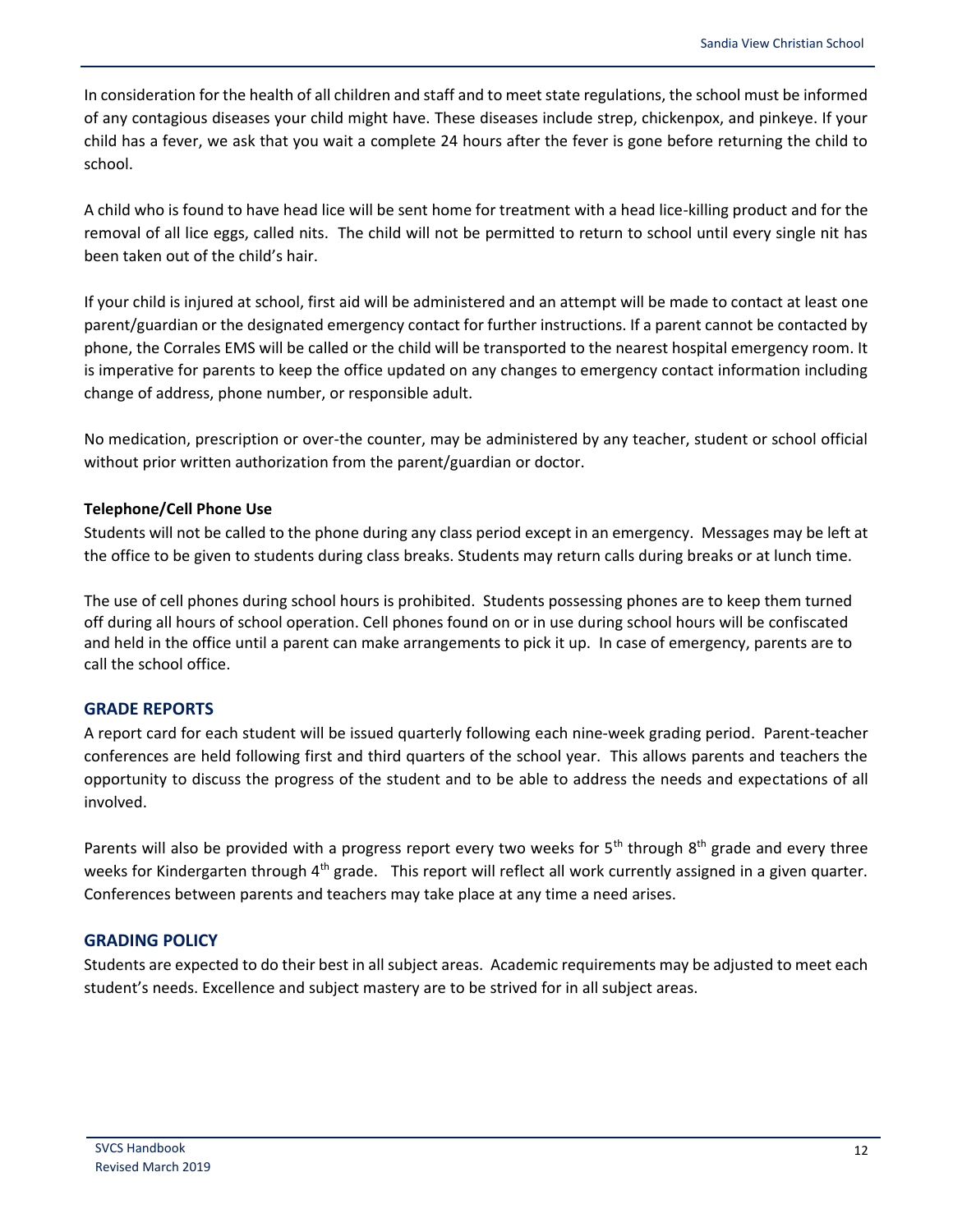In consideration for the health of all children and staff and to meet state regulations, the school must be informed of any contagious diseases your child might have. These diseases include strep, chickenpox, and pinkeye. If your child has a fever, we ask that you wait a complete 24 hours after the fever is gone before returning the child to school.

A child who is found to have head lice will be sent home for treatment with a head lice-killing product and for the removal of all lice eggs, called nits. The child will not be permitted to return to school until every single nit has been taken out of the child's hair.

If your child is injured at school, first aid will be administered and an attempt will be made to contact at least one parent/guardian or the designated emergency contact for further instructions. If a parent cannot be contacted by phone, the Corrales EMS will be called or the child will be transported to the nearest hospital emergency room. It is imperative for parents to keep the office updated on any changes to emergency contact information including change of address, phone number, or responsible adult.

No medication, prescription or over-the counter, may be administered by any teacher, student or school official without prior written authorization from the parent/guardian or doctor.

**Telephone/Cell Phone Use**

Students will not be called to the phone during any class period except in an emergency. Messages may be left at the office to be given to students during class breaks. Students may return calls during breaks or at lunch time.

The use of cell phones during school hours is prohibited. Students possessing phones are to keep them turned off during all hours of school operation. Cell phones found on or in use during school hours will be confiscated and held in the office until a parent can make arrangements to pick it up. In case of emergency, parents are to call the school office.

## GRADE REPORTS

A report card for each student will be issued quarterly following each nine-week grading period. Parent-teacher conferences are held following first and third quarters of the school year. This allows parents and teachers the opportunity to discuss the progress of the student and to be able to address the needs and expectations of all involved.

Parents will also be provided with a progress report every two weeks for 5th through 8th grade and every three weeks for Kindergarten through 4th grade. This report will reflect all work currently assigned in a given quarter. Conferences between parents and teachers may take place at any time a need arises.

## GRADING POLICY

Students are expected to do their best in all subject areas. Academic requirements may be adjusted to meet each student's needs. Excellence and subject mastery are to be strived for in all subject areas.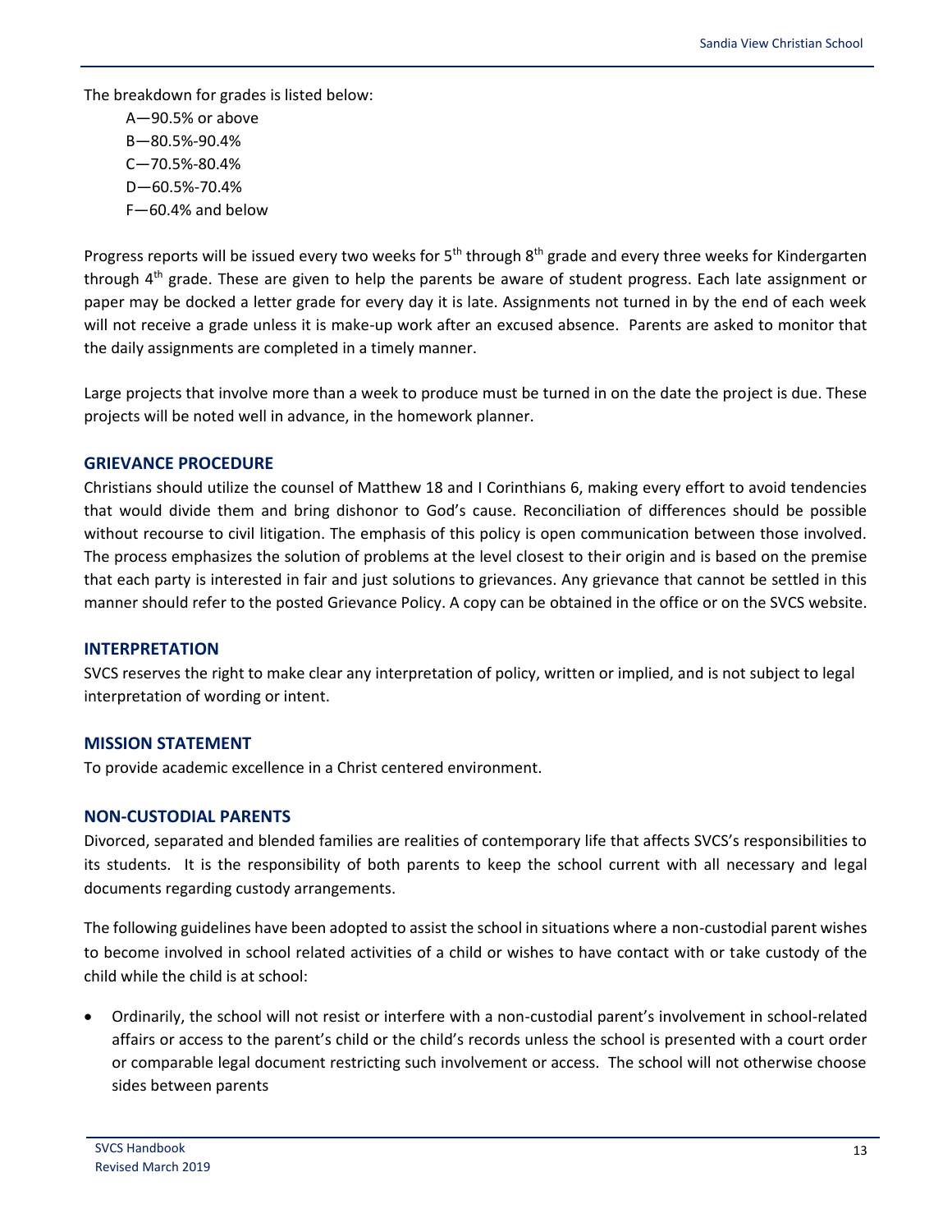The breakdown for grades is listed below:

A—90.5% or above
B—80.5%-90.4%
C—70.5%-80.4%
D—60.5%-70.4%
F—60.4% and below

Progress reports will be issued every two weeks for 5th through 8th grade and every three weeks for Kindergarten through 4th grade. These are given to help the parents be aware of student progress. Each late assignment or paper may be docked a letter grade for every day it is late. Assignments not turned in by the end of each week will not receive a grade unless it is make-up work after an excused absence. Parents are asked to monitor that the daily assignments are completed in a timely manner.

Large projects that involve more than a week to produce must be turned in on the date the project is due. These projects will be noted well in advance, in the homework planner.

## GRIEVANCE PROCEDURE

Christians should utilize the counsel of Matthew 18 and I Corinthians 6, making every effort to avoid tendencies that would divide them and bring dishonor to God's cause. Reconciliation of differences should be possible without recourse to civil litigation. The emphasis of this policy is open communication between those involved. The process emphasizes the solution of problems at the level closest to their origin and is based on the premise that each party is interested in fair and just solutions to grievances. Any grievance that cannot be settled in this manner should refer to the posted Grievance Policy. A copy can be obtained in the office or on the SVCS website.

## INTERPRETATION

SVCS reserves the right to make clear any interpretation of policy, written or implied, and is not subject to legal interpretation of wording or intent.

## MISSION STATEMENT

To provide academic excellence in a Christ centered environment.

## NON-CUSTODIAL PARENTS

Divorced, separated and blended families are realities of contemporary life that affects SVCS's responsibilities to its students. It is the responsibility of both parents to keep the school current with all necessary and legal documents regarding custody arrangements.

The following guidelines have been adopted to assist the school in situations where a non-custodial parent wishes to become involved in school related activities of a child or wishes to have contact with or take custody of the child while the child is at school:

- Ordinarily, the school will not resist or interfere with a non-custodial parent's involvement in school-related affairs or access to the parent's child or the child's records unless the school is presented with a court order or comparable legal document restricting such involvement or access. The school will not otherwise choose sides between parents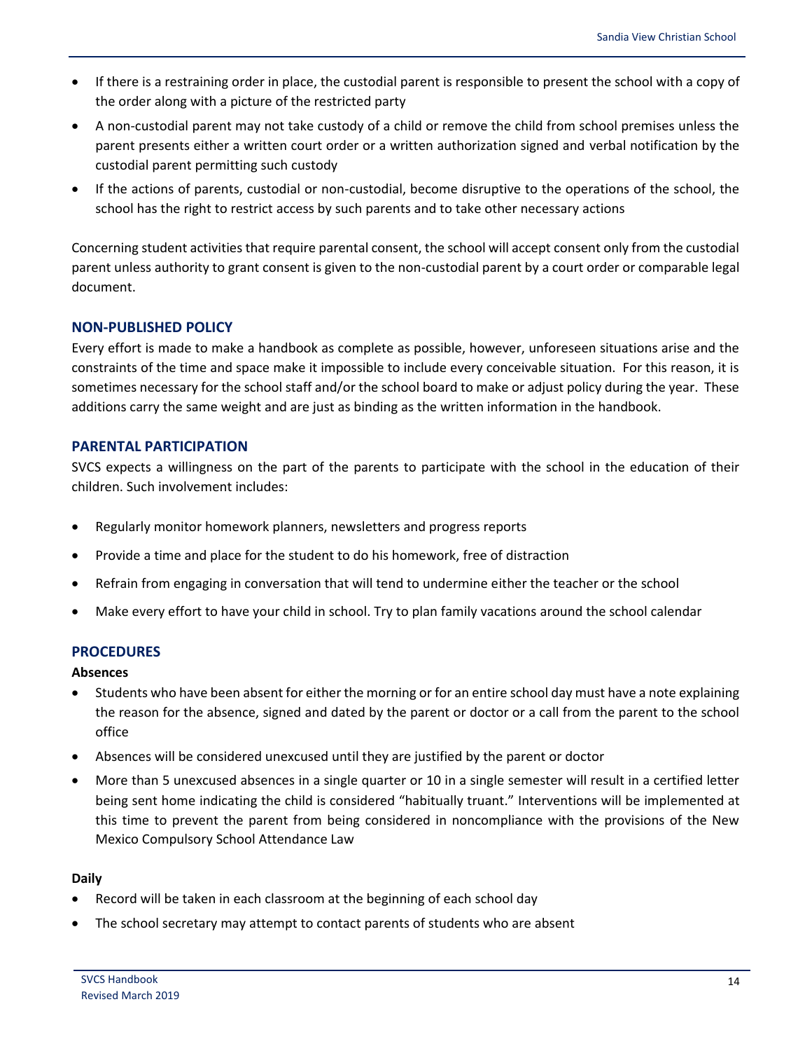- If there is a restraining order in place, the custodial parent is responsible to present the school with a copy of the order along with a picture of the restricted party
- A non-custodial parent may not take custody of a child or remove the child from school premises unless the parent presents either a written court order or a written authorization signed and verbal notification by the custodial parent permitting such custody
- If the actions of parents, custodial or non-custodial, become disruptive to the operations of the school, the school has the right to restrict access by such parents and to take other necessary actions

Concerning student activities that require parental consent, the school will accept consent only from the custodial parent unless authority to grant consent is given to the non-custodial parent by a court order or comparable legal document.

## NON-PUBLISHED POLICY

Every effort is made to make a handbook as complete as possible, however, unforeseen situations arise and the constraints of the time and space make it impossible to include every conceivable situation. For this reason, it is sometimes necessary for the school staff and/or the school board to make or adjust policy during the year. These additions carry the same weight and are just as binding as the written information in the handbook.

## PARENTAL PARTICIPATION

SVCS expects a willingness on the part of the parents to participate with the school in the education of their children. Such involvement includes:

- Regularly monitor homework planners, newsletters and progress reports
- Provide a time and place for the student to do his homework, free of distraction
- Refrain from engaging in conversation that will tend to undermine either the teacher or the school
- Make every effort to have your child in school. Try to plan family vacations around the school calendar

## PROCEDURES

**Absences**

- Students who have been absent for either the morning or for an entire school day must have a note explaining the reason for the absence, signed and dated by the parent or doctor or a call from the parent to the school office
- Absences will be considered unexcused until they are justified by the parent or doctor
- More than 5 unexcused absences in a single quarter or 10 in a single semester will result in a certified letter being sent home indicating the child is considered "habitually truant." Interventions will be implemented at this time to prevent the parent from being considered in noncompliance with the provisions of the New Mexico Compulsory School Attendance Law

**Daily**

- Record will be taken in each classroom at the beginning of each school day
- The school secretary may attempt to contact parents of students who are absent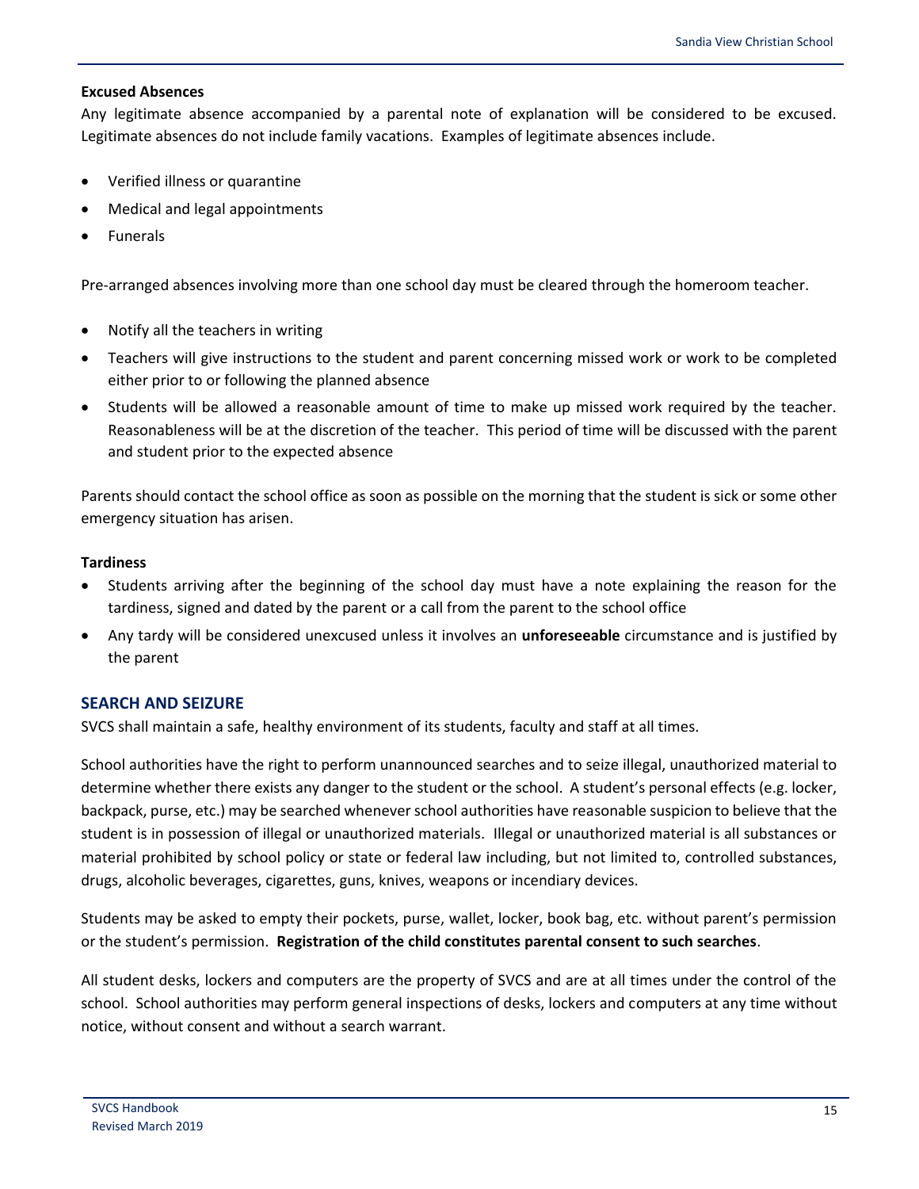**Excused Absences**

Any legitimate absence accompanied by a parental note of explanation will be considered to be excused. Legitimate absences do not include family vacations. Examples of legitimate absences include.

- Verified illness or quarantine
- Medical and legal appointments
- Funerals

Pre-arranged absences involving more than one school day must be cleared through the homeroom teacher.

- Notify all the teachers in writing
- Teachers will give instructions to the student and parent concerning missed work or work to be completed either prior to or following the planned absence
- Students will be allowed a reasonable amount of time to make up missed work required by the teacher. Reasonableness will be at the discretion of the teacher. This period of time will be discussed with the parent and student prior to the expected absence

Parents should contact the school office as soon as possible on the morning that the student is sick or some other emergency situation has arisen.

**Tardiness**

- Students arriving after the beginning of the school day must have a note explaining the reason for the tardiness, signed and dated by the parent or a call from the parent to the school office
- Any tardy will be considered unexcused unless it involves an **unforeseeable** circumstance and is justified by the parent

## SEARCH AND SEIZURE

SVCS shall maintain a safe, healthy environment of its students, faculty and staff at all times.

School authorities have the right to perform unannounced searches and to seize illegal, unauthorized material to determine whether there exists any danger to the student or the school. A student's personal effects (e.g. locker, backpack, purse, etc.) may be searched whenever school authorities have reasonable suspicion to believe that the student is in possession of illegal or unauthorized materials. Illegal or unauthorized material is all substances or material prohibited by school policy or state or federal law including, but not limited to, controlled substances, drugs, alcoholic beverages, cigarettes, guns, knives, weapons or incendiary devices.

Students may be asked to empty their pockets, purse, wallet, locker, book bag, etc. without parent's permission or the student's permission. **Registration of the child constitutes parental consent to such searches**.

All student desks, lockers and computers are the property of SVCS and are at all times under the control of the school. School authorities may perform general inspections of desks, lockers and computers at any time without notice, without consent and without a search warrant.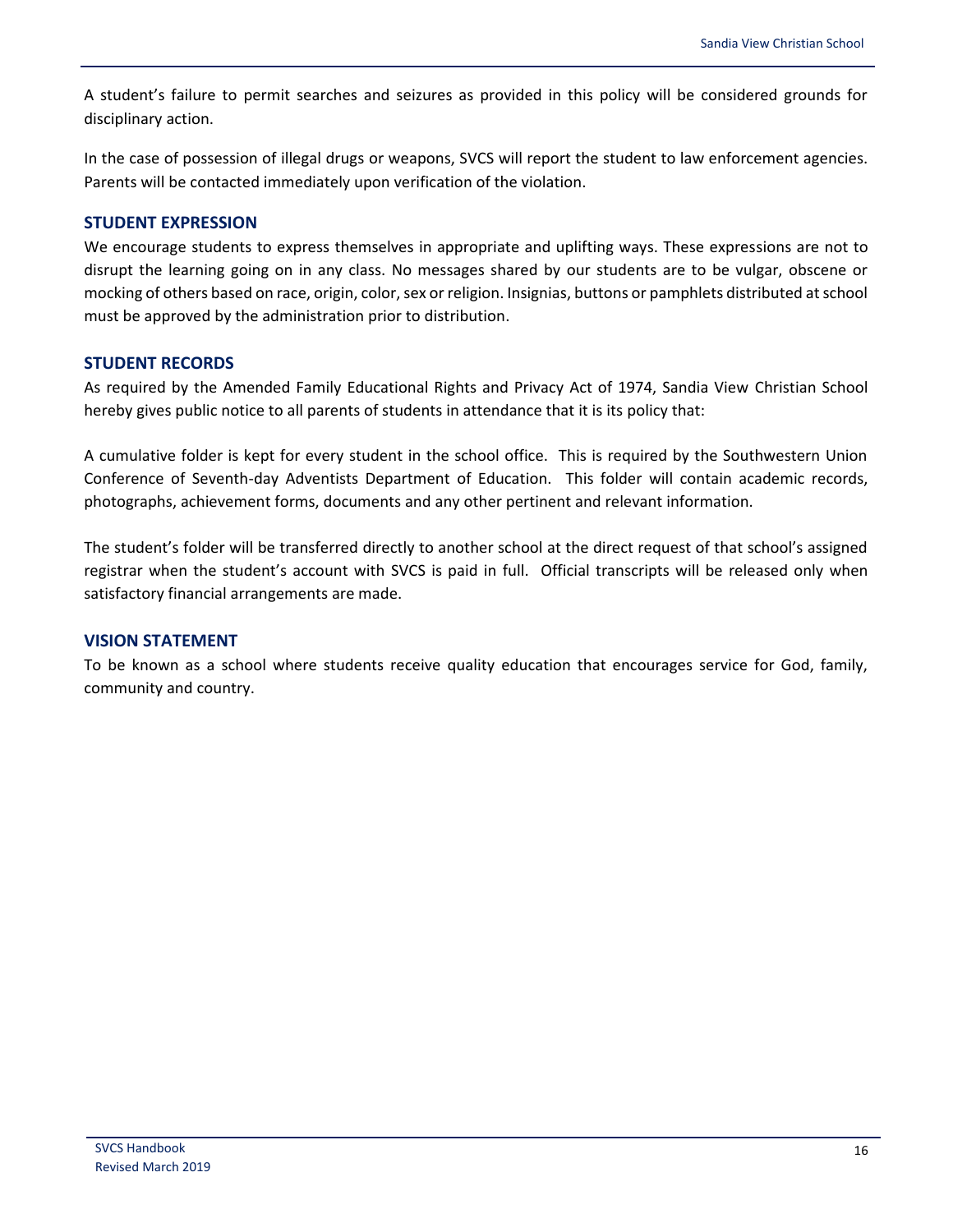A student's failure to permit searches and seizures as provided in this policy will be considered grounds for disciplinary action.

In the case of possession of illegal drugs or weapons, SVCS will report the student to law enforcement agencies. Parents will be contacted immediately upon verification of the violation.

### STUDENT EXPRESSION

We encourage students to express themselves in appropriate and uplifting ways. These expressions are not to disrupt the learning going on in any class. No messages shared by our students are to be vulgar, obscene or mocking of others based on race, origin, color, sex or religion. Insignias, buttons or pamphlets distributed at school must be approved by the administration prior to distribution.

### STUDENT RECORDS

As required by the Amended Family Educational Rights and Privacy Act of 1974, Sandia View Christian School hereby gives public notice to all parents of students in attendance that it is its policy that:

A cumulative folder is kept for every student in the school office. This is required by the Southwestern Union Conference of Seventh-day Adventists Department of Education. This folder will contain academic records, photographs, achievement forms, documents and any other pertinent and relevant information.

The student's folder will be transferred directly to another school at the direct request of that school's assigned registrar when the student's account with SVCS is paid in full. Official transcripts will be released only when satisfactory financial arrangements are made.

### VISION STATEMENT

To be known as a school where students receive quality education that encourages service for God, family, community and country.